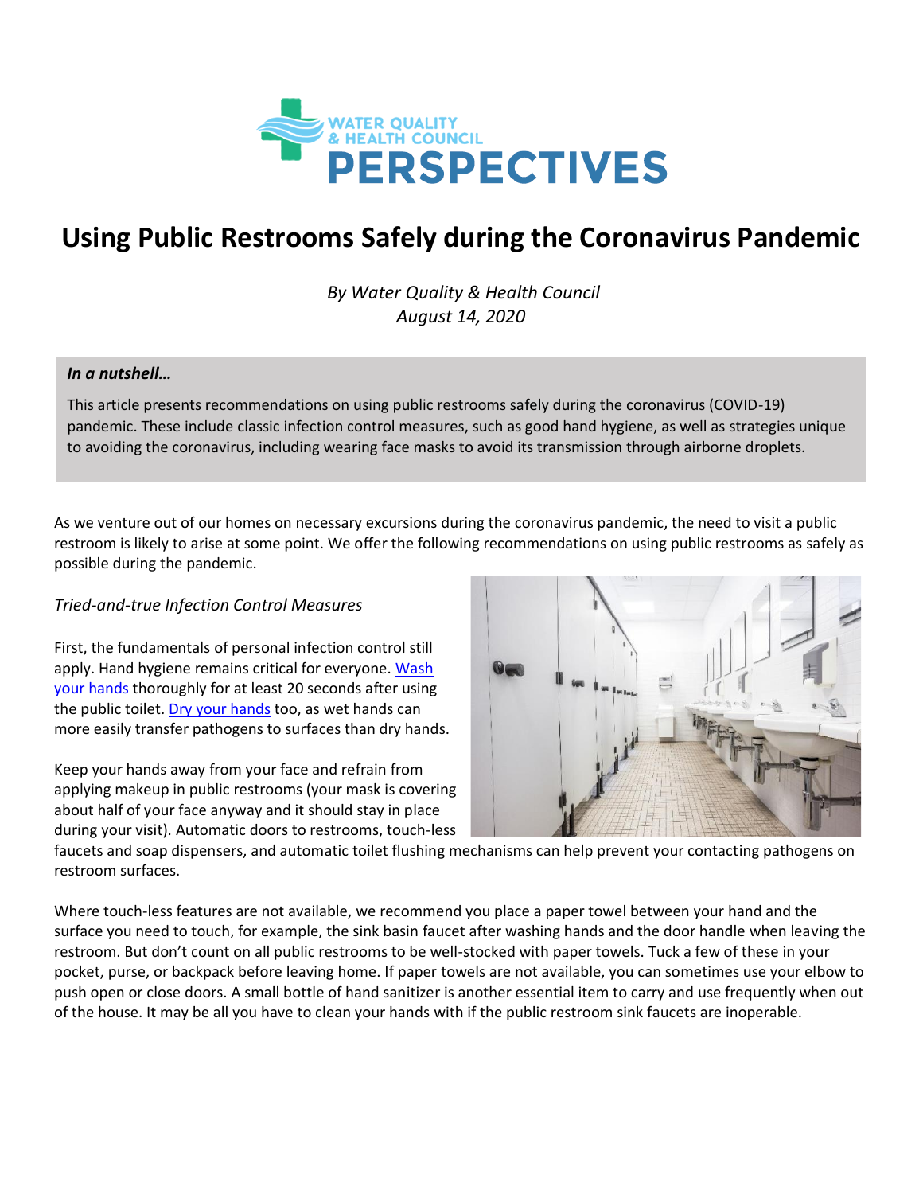# Using Public Restrooms Safely during the Coronavirus Pandemic

*By Water Quality & Health Council*
*August 14, 2020*

***In a nutshell…***

This article presents recommendations on using public restrooms safely during the coronavirus (COVID-19) pandemic. These include classic infection control measures, such as good hand hygiene, as well as strategies unique to avoiding the coronavirus, including wearing face masks to avoid its transmission through airborne droplets.

As we venture out of our homes on necessary excursions during the coronavirus pandemic, the need to visit a public restroom is likely to arise at some point. We offer the following recommendations on using public restrooms as safely as possible during the pandemic.

*Tried-and-true Infection Control Measures*

First, the fundamentals of personal infection control still apply. Hand hygiene remains critical for everyone. [Wash your hands] thoroughly for at least 20 seconds after using the public toilet. [Dry your hands] too, as wet hands can more easily transfer pathogens to surfaces than dry hands.

Keep your hands away from your face and refrain from applying makeup in public restrooms (your mask is covering about half of your face anyway and it should stay in place during your visit). Automatic doors to restrooms, touch-less faucets and soap dispensers, and automatic toilet flushing mechanisms can help prevent your contacting pathogens on restroom surfaces.

Where touch-less features are not available, we recommend you place a paper towel between your hand and the surface you need to touch, for example, the sink basin faucet after washing hands and the door handle when leaving the restroom. But don't count on all public restrooms to be well-stocked with paper towels. Tuck a few of these in your pocket, purse, or backpack before leaving home. If paper towels are not available, you can sometimes use your elbow to push open or close doors. A small bottle of hand sanitizer is another essential item to carry and use frequently when out of the house. It may be all you have to clean your hands with if the public restroom sink faucets are inoperable.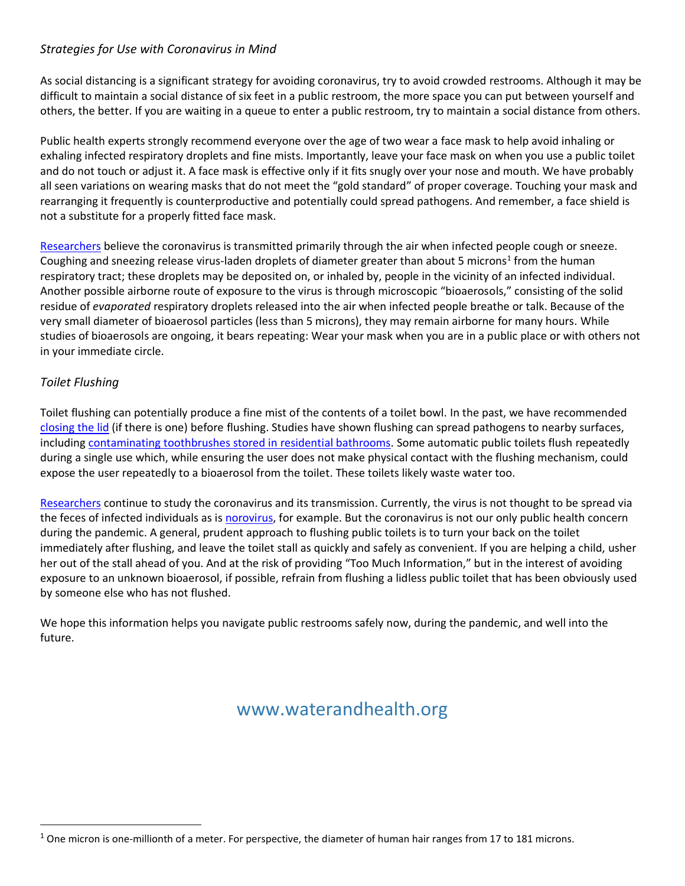*Strategies for Use with Coronavirus in Mind*

As social distancing is a significant strategy for avoiding coronavirus, try to avoid crowded restrooms. Although it may be difficult to maintain a social distance of six feet in a public restroom, the more space you can put between yourself and others, the better. If you are waiting in a queue to enter a public restroom, try to maintain a social distance from others.

Public health experts strongly recommend everyone over the age of two wear a face mask to help avoid inhaling or exhaling infected respiratory droplets and fine mists. Importantly, leave your face mask on when you use a public toilet and do not touch or adjust it. A face mask is effective only if it fits snugly over your nose and mouth. We have probably all seen variations on wearing masks that do not meet the "gold standard" of proper coverage. Touching your mask and rearranging it frequently is counterproductive and potentially could spread pathogens. And remember, a face shield is not a substitute for a properly fitted face mask.

Researchers believe the coronavirus is transmitted primarily through the air when infected people cough or sneeze. Coughing and sneezing release virus-laden droplets of diameter greater than about 5 microns[1] from the human respiratory tract; these droplets may be deposited on, or inhaled by, people in the vicinity of an infected individual. Another possible airborne route of exposure to the virus is through microscopic "bioaerosols," consisting of the solid residue of *evaporated* respiratory droplets released into the air when infected people breathe or talk. Because of the very small diameter of bioaerosol particles (less than 5 microns), they may remain airborne for many hours. While studies of bioaerosols are ongoing, it bears repeating: Wear your mask when you are in a public place or with others not in your immediate circle.

*Toilet Flushing*

Toilet flushing can potentially produce a fine mist of the contents of a toilet bowl. In the past, we have recommended closing the lid (if there is one) before flushing. Studies have shown flushing can spread pathogens to nearby surfaces, including contaminating toothbrushes stored in residential bathrooms. Some automatic public toilets flush repeatedly during a single use which, while ensuring the user does not make physical contact with the flushing mechanism, could expose the user repeatedly to a bioaerosol from the toilet. These toilets likely waste water too.

Researchers continue to study the coronavirus and its transmission. Currently, the virus is not thought to be spread via the feces of infected individuals as is norovirus, for example. But the coronavirus is not our only public health concern during the pandemic. A general, prudent approach to flushing public toilets is to turn your back on the toilet immediately after flushing, and leave the toilet stall as quickly and safely as convenient. If you are helping a child, usher her out of the stall ahead of you. And at the risk of providing "Too Much Information," but in the interest of avoiding exposure to an unknown bioaerosol, if possible, refrain from flushing a lidless public toilet that has been obviously used by someone else who has not flushed.

We hope this information helps you navigate public restrooms safely now, during the pandemic, and well into the future.

www.waterandhealth.org

[1] One micron is one-millionth of a meter. For perspective, the diameter of human hair ranges from 17 to 181 microns.